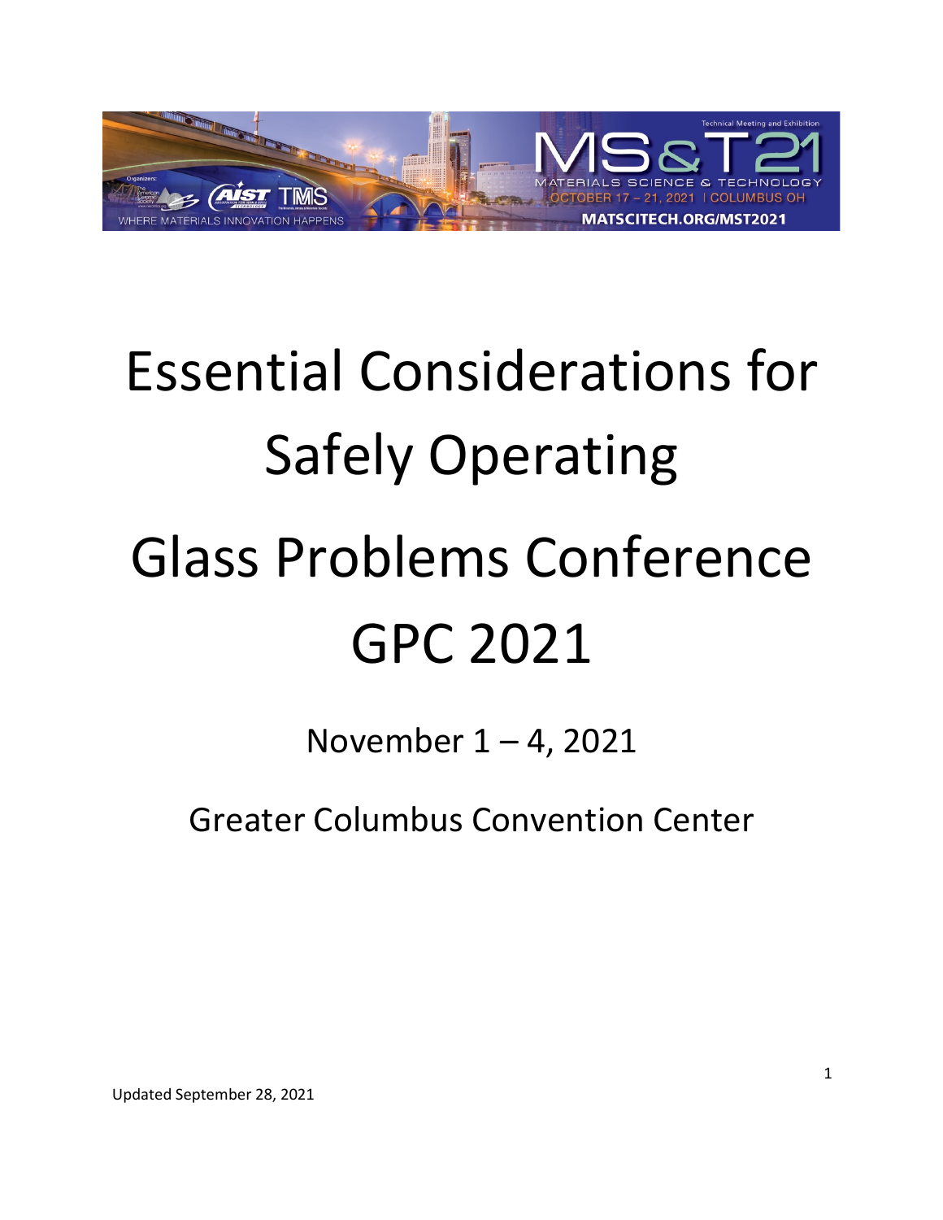# Essential Considerations for Safely Operating

# Glass Problems Conference GPC 2021

November 1 – 4, 2021

Greater Columbus Convention Center

Updated September 28, 2021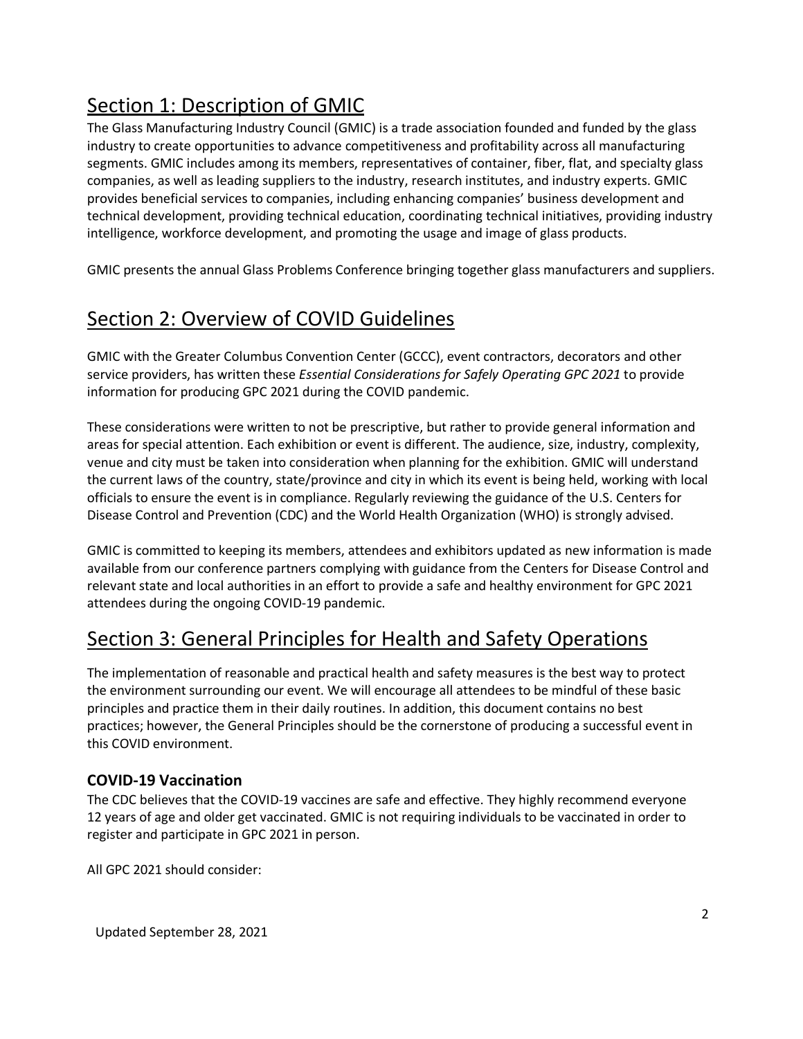## Section 1: Description of GMIC

The Glass Manufacturing Industry Council (GMIC) is a trade association founded and funded by the glass industry to create opportunities to advance competitiveness and profitability across all manufacturing segments. GMIC includes among its members, representatives of container, fiber, flat, and specialty glass companies, as well as leading suppliers to the industry, research institutes, and industry experts. GMIC provides beneficial services to companies, including enhancing companies' business development and technical development, providing technical education, coordinating technical initiatives, providing industry intelligence, workforce development, and promoting the usage and image of glass products.

GMIC presents the annual Glass Problems Conference bringing together glass manufacturers and suppliers.

## Section 2: Overview of COVID Guidelines

GMIC with the Greater Columbus Convention Center (GCCC), event contractors, decorators and other service providers, has written these *Essential Considerations for Safely Operating GPC 2021* to provide information for producing GPC 2021 during the COVID pandemic.

These considerations were written to not be prescriptive, but rather to provide general information and areas for special attention. Each exhibition or event is different. The audience, size, industry, complexity, venue and city must be taken into consideration when planning for the exhibition. GMIC will understand the current laws of the country, state/province and city in which its event is being held, working with local officials to ensure the event is in compliance. Regularly reviewing the guidance of the U.S. Centers for Disease Control and Prevention (CDC) and the World Health Organization (WHO) is strongly advised.

GMIC is committed to keeping its members, attendees and exhibitors updated as new information is made available from our conference partners complying with guidance from the Centers for Disease Control and relevant state and local authorities in an effort to provide a safe and healthy environment for GPC 2021 attendees during the ongoing COVID-19 pandemic.

## Section 3: General Principles for Health and Safety Operations

The implementation of reasonable and practical health and safety measures is the best way to protect the environment surrounding our event. We will encourage all attendees to be mindful of these basic principles and practice them in their daily routines. In addition, this document contains no best practices; however, the General Principles should be the cornerstone of producing a successful event in this COVID environment.

### COVID-19 Vaccination

The CDC believes that the COVID-19 vaccines are safe and effective. They highly recommend everyone 12 years of age and older get vaccinated. GMIC is not requiring individuals to be vaccinated in order to register and participate in GPC 2021 in person.

All GPC 2021 should consider:

Updated September 28, 2021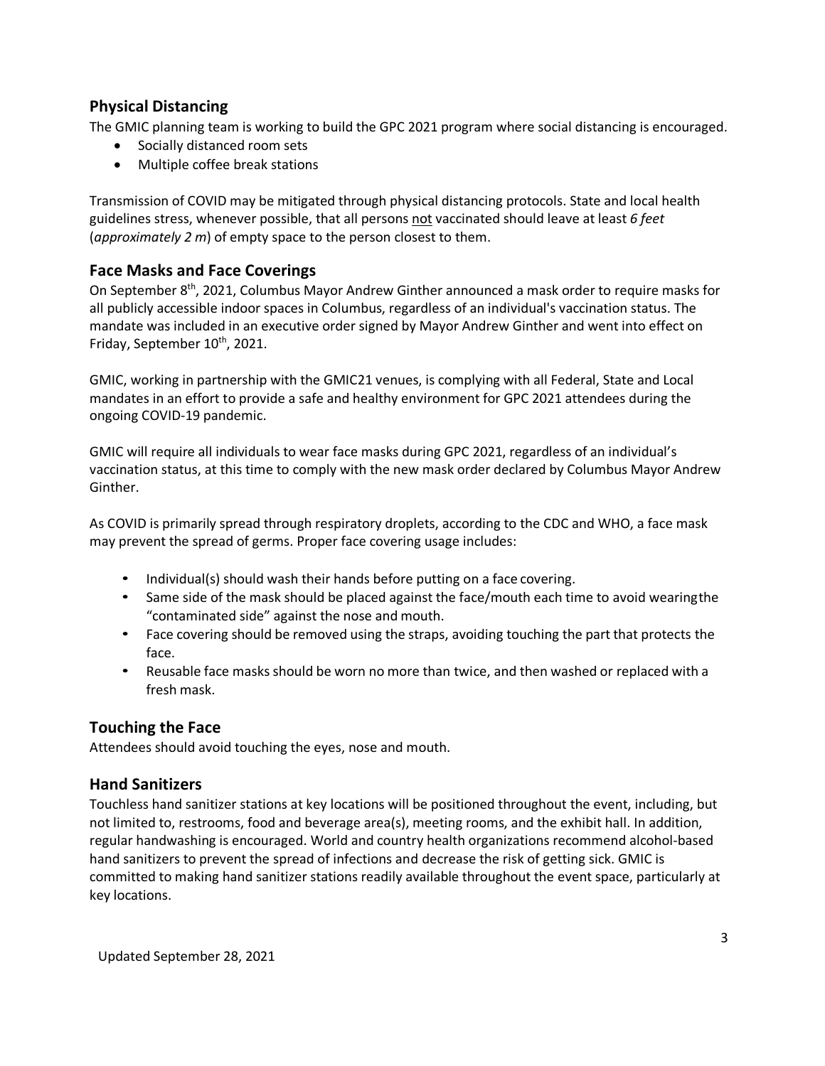## Physical Distancing

The GMIC planning team is working to build the GPC 2021 program where social distancing is encouraged.

- Socially distanced room sets
- Multiple coffee break stations

Transmission of COVID may be mitigated through physical distancing protocols. State and local health guidelines stress, whenever possible, that all persons not vaccinated should leave at least *6 feet* (*approximately 2 m*) of empty space to the person closest to them.

## Face Masks and Face Coverings

On September 8th, 2021, Columbus Mayor Andrew Ginther announced a mask order to require masks for all publicly accessible indoor spaces in Columbus, regardless of an individual's vaccination status. The mandate was included in an executive order signed by Mayor Andrew Ginther and went into effect on Friday, September 10th, 2021.

GMIC, working in partnership with the GMIC21 venues, is complying with all Federal, State and Local mandates in an effort to provide a safe and healthy environment for GPC 2021 attendees during the ongoing COVID-19 pandemic.

GMIC will require all individuals to wear face masks during GPC 2021, regardless of an individual's vaccination status, at this time to comply with the new mask order declared by Columbus Mayor Andrew Ginther.

As COVID is primarily spread through respiratory droplets, according to the CDC and WHO, a face mask may prevent the spread of germs. Proper face covering usage includes:

- Individual(s) should wash their hands before putting on a face covering.
- Same side of the mask should be placed against the face/mouth each time to avoid wearing the "contaminated side" against the nose and mouth.
- Face covering should be removed using the straps, avoiding touching the part that protects the face.
- Reusable face masks should be worn no more than twice, and then washed or replaced with a fresh mask.

## Touching the Face

Attendees should avoid touching the eyes, nose and mouth.

## Hand Sanitizers

Touchless hand sanitizer stations at key locations will be positioned throughout the event, including, but not limited to, restrooms, food and beverage area(s), meeting rooms, and the exhibit hall. In addition, regular handwashing is encouraged. World and country health organizations recommend alcohol-based hand sanitizers to prevent the spread of infections and decrease the risk of getting sick. GMIC is committed to making hand sanitizer stations readily available throughout the event space, particularly at key locations.

Updated September 28, 2021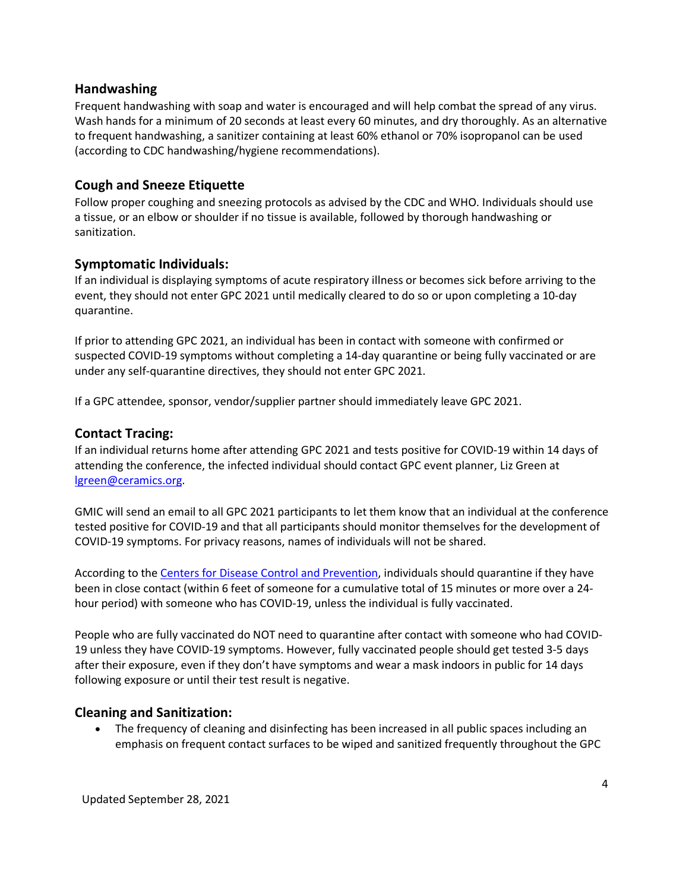## Handwashing

Frequent handwashing with soap and water is encouraged and will help combat the spread of any virus. Wash hands for a minimum of 20 seconds at least every 60 minutes, and dry thoroughly. As an alternative to frequent handwashing, a sanitizer containing at least 60% ethanol or 70% isopropanol can be used (according to CDC handwashing/hygiene recommendations).

## Cough and Sneeze Etiquette

Follow proper coughing and sneezing protocols as advised by the CDC and WHO. Individuals should use a tissue, or an elbow or shoulder if no tissue is available, followed by thorough handwashing or sanitization.

## Symptomatic Individuals:

If an individual is displaying symptoms of acute respiratory illness or becomes sick before arriving to the event, they should not enter GPC 2021 until medically cleared to do so or upon completing a 10-day quarantine.

If prior to attending GPC 2021, an individual has been in contact with someone with confirmed or suspected COVID-19 symptoms without completing a 14-day quarantine or being fully vaccinated or are under any self-quarantine directives, they should not enter GPC 2021.

If a GPC attendee, sponsor, vendor/supplier partner should immediately leave GPC 2021.

## Contact Tracing:

If an individual returns home after attending GPC 2021 and tests positive for COVID-19 within 14 days of attending the conference, the infected individual should contact GPC event planner, Liz Green at [lgreen@ceramics.org](mailto:lgreen@ceramics.org).

GMIC will send an email to all GPC 2021 participants to let them know that an individual at the conference tested positive for COVID-19 and that all participants should monitor themselves for the development of COVID-19 symptoms. For privacy reasons, names of individuals will not be shared.

According to the Centers for Disease Control and Prevention, individuals should quarantine if they have been in close contact (within 6 feet of someone for a cumulative total of 15 minutes or more over a 24-hour period) with someone who has COVID-19, unless the individual is fully vaccinated.

People who are fully vaccinated do NOT need to quarantine after contact with someone who had COVID-19 unless they have COVID-19 symptoms. However, fully vaccinated people should get tested 3-5 days after their exposure, even if they don't have symptoms and wear a mask indoors in public for 14 days following exposure or until their test result is negative.

## Cleaning and Sanitization:

- The frequency of cleaning and disinfecting has been increased in all public spaces including an emphasis on frequent contact surfaces to be wiped and sanitized frequently throughout the GPC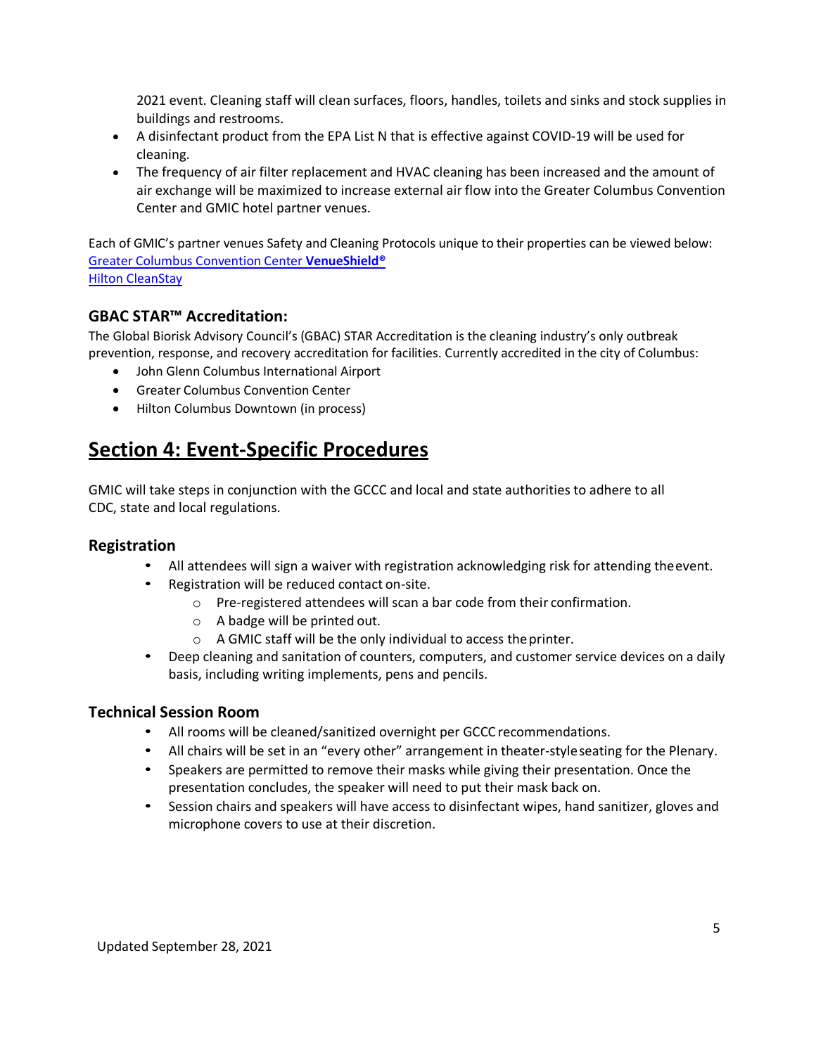2021 event. Cleaning staff will clean surfaces, floors, handles, toilets and sinks and stock supplies in buildings and restrooms.

- A disinfectant product from the EPA List N that is effective against COVID-19 will be used for cleaning.
- The frequency of air filter replacement and HVAC cleaning has been increased and the amount of air exchange will be maximized to increase external air flow into the Greater Columbus Convention Center and GMIC hotel partner venues.

Each of GMIC's partner venues Safety and Cleaning Protocols unique to their properties can be viewed below:
Greater Columbus Convention Center **VenueShield®**
Hilton CleanStay

### GBAC STAR™ Accreditation:

The Global Biorisk Advisory Council's (GBAC) STAR Accreditation is the cleaning industry's only outbreak prevention, response, and recovery accreditation for facilities. Currently accredited in the city of Columbus:

- John Glenn Columbus International Airport
- Greater Columbus Convention Center
- Hilton Columbus Downtown (in process)

## Section 4: Event-Specific Procedures

GMIC will take steps in conjunction with the GCCC and local and state authorities to adhere to all CDC, state and local regulations.

### Registration

- All attendees will sign a waiver with registration acknowledging risk for attending the event.
- Registration will be reduced contact on-site.
  - Pre-registered attendees will scan a bar code from their confirmation.
  - A badge will be printed out.
  - A GMIC staff will be the only individual to access the printer.
- Deep cleaning and sanitation of counters, computers, and customer service devices on a daily basis, including writing implements, pens and pencils.

### Technical Session Room

- All rooms will be cleaned/sanitized overnight per GCCC recommendations.
- All chairs will be set in an "every other" arrangement in theater-style seating for the Plenary.
- Speakers are permitted to remove their masks while giving their presentation. Once the presentation concludes, the speaker will need to put their mask back on.
- Session chairs and speakers will have access to disinfectant wipes, hand sanitizer, gloves and microphone covers to use at their discretion.

Updated September 28, 2021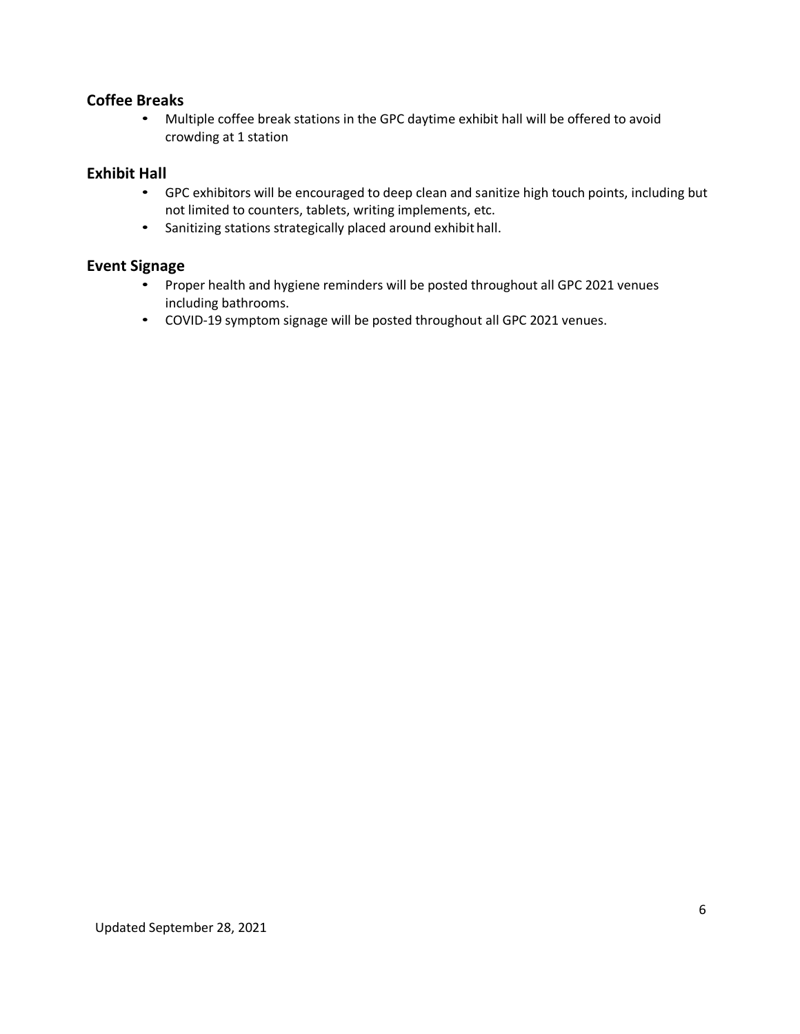### Coffee Breaks

- Multiple coffee break stations in the GPC daytime exhibit hall will be offered to avoid crowding at 1 station

### Exhibit Hall

- GPC exhibitors will be encouraged to deep clean and sanitize high touch points, including but not limited to counters, tablets, writing implements, etc.
- Sanitizing stations strategically placed around exhibit hall.

### Event Signage

- Proper health and hygiene reminders will be posted throughout all GPC 2021 venues including bathrooms.
- COVID-19 symptom signage will be posted throughout all GPC 2021 venues.

Updated September 28, 2021